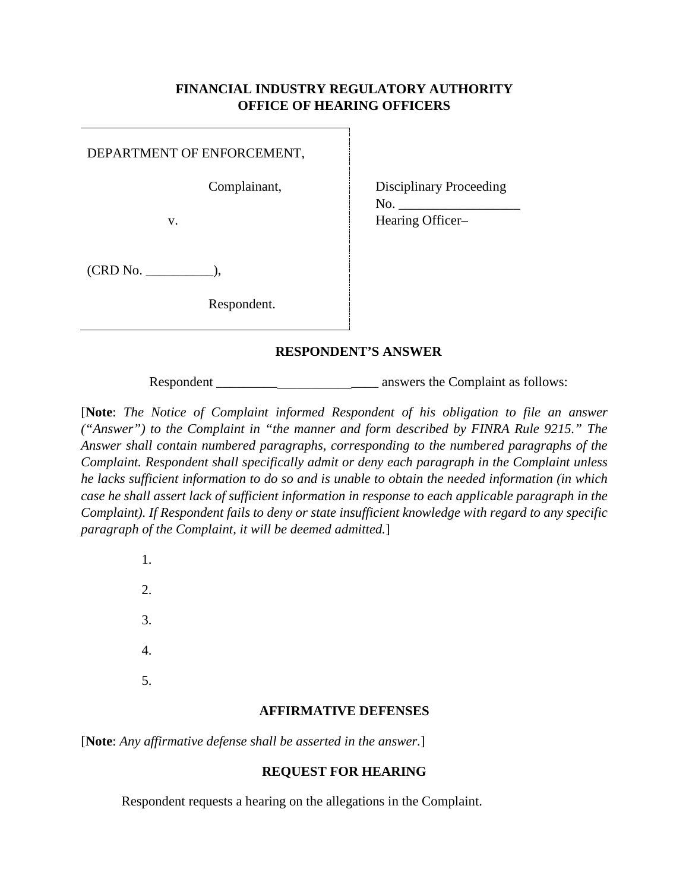**FINANCIAL INDUSTRY REGULATORY AUTHORITY**
**OFFICE OF HEARING OFFICERS**

| | |
|---|---|
| DEPARTMENT OF ENFORCEMENT,<br><br>Complainant,<br><br>v.<br><br>(CRD No. __________),<br><br>Respondent. | Disciplinary Proceeding<br>No. __________________<br>Hearing Officer– |

**RESPONDENT'S ANSWER**

Respondent _____________________ answers the Complaint as follows:

[**Note**: *The Notice of Complaint informed Respondent of his obligation to file an answer ("Answer") to the Complaint in "the manner and form described by FINRA Rule 9215." The Answer shall contain numbered paragraphs, corresponding to the numbered paragraphs of the Complaint. Respondent shall specifically admit or deny each paragraph in the Complaint unless he lacks sufficient information to do so and is unable to obtain the needed information (in which case he shall assert lack of sufficient information in response to each applicable paragraph in the Complaint). If Respondent fails to deny or state insufficient knowledge with regard to any specific paragraph of the Complaint, it will be deemed admitted.*]

1.

2.

3.

4.

5.

**AFFIRMATIVE DEFENSES**

[**Note**: *Any affirmative defense shall be asserted in the answer.*]

**REQUEST FOR HEARING**

Respondent requests a hearing on the allegations in the Complaint.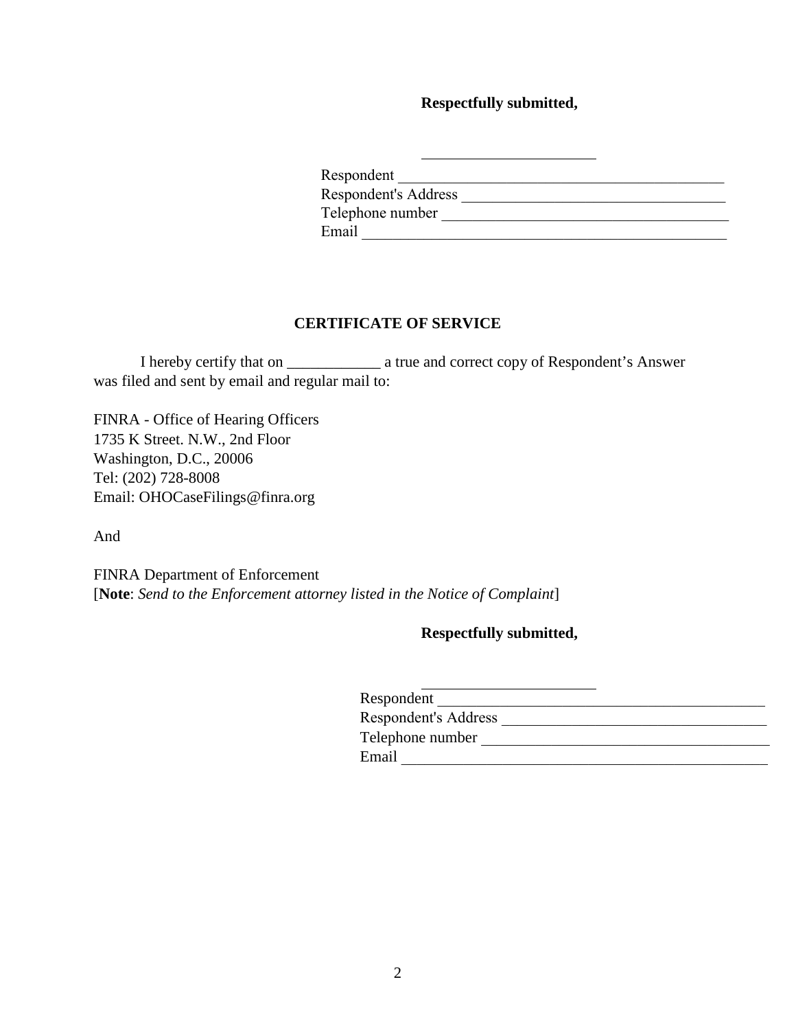**Respectfully submitted,**

\_\_\_\_\_\_\_\_\_\_\_\_\_\_\_\_\_\_\_\_\_\_\_

Respondent \_\_\_\_\_\_\_\_\_\_\_\_\_\_\_\_\_\_\_\_\_\_\_\_\_\_\_\_\_\_\_\_\_\_\_\_\_\_\_\_\_\_\_\_
Respondent's Address \_\_\_\_\_\_\_\_\_\_\_\_\_\_\_\_\_\_\_\_\_\_\_\_\_\_\_\_\_\_\_\_\_\_\_
Telephone number \_\_\_\_\_\_\_\_\_\_\_\_\_\_\_\_\_\_\_\_\_\_\_\_\_\_\_\_\_\_\_\_\_\_\_\_\_\_
Email \_\_\_\_\_\_\_\_\_\_\_\_\_\_\_\_\_\_\_\_\_\_\_\_\_\_\_\_\_\_\_\_\_\_\_\_\_\_\_\_\_\_\_\_\_\_\_\_

## CERTIFICATE OF SERVICE

I hereby certify that on \_\_\_\_\_\_\_\_\_\_\_\_ a true and correct copy of Respondent's Answer was filed and sent by email and regular mail to:

FINRA - Office of Hearing Officers
1735 K Street. N.W., 2nd Floor
Washington, D.C., 20006
Tel: (202) 728-8008
Email: OHOCaseFilings@finra.org

And

FINRA Department of Enforcement
[**Note**: *Send to the Enforcement attorney listed in the Notice of Complaint*]

**Respectfully submitted,**

\_\_\_\_\_\_\_\_\_\_\_\_\_\_\_\_\_\_\_\_\_\_\_

Respondent \_\_\_\_\_\_\_\_\_\_\_\_\_\_\_\_\_\_\_\_\_\_\_\_\_\_\_\_\_\_\_\_\_\_\_\_\_\_\_\_\_\_\_\_
Respondent's Address \_\_\_\_\_\_\_\_\_\_\_\_\_\_\_\_\_\_\_\_\_\_\_\_\_\_\_\_\_\_\_\_\_\_\_
Telephone number \_\_\_\_\_\_\_\_\_\_\_\_\_\_\_\_\_\_\_\_\_\_\_\_\_\_\_\_\_\_\_\_\_\_\_\_\_\_
Email \_\_\_\_\_\_\_\_\_\_\_\_\_\_\_\_\_\_\_\_\_\_\_\_\_\_\_\_\_\_\_\_\_\_\_\_\_\_\_\_\_\_\_\_\_\_\_\_